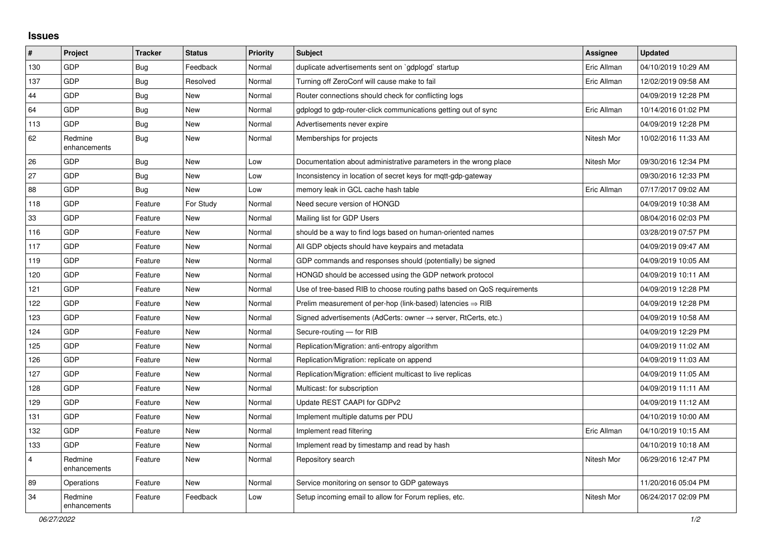## Issues

| # | Project | Tracker | Status | Priority | Subject | Assignee | Updated |
|---|---|---|---|---|---|---|---|
| 130 | GDP | Bug | Feedback | Normal | duplicate advertisements sent on `gdplogd` startup | Eric Allman | 04/10/2019 10:29 AM |
| 137 | GDP | Bug | Resolved | Normal | Turning off ZeroConf will cause make to fail | Eric Allman | 12/02/2019 09:58 AM |
| 44 | GDP | Bug | New | Normal | Router connections should check for conflicting logs | | 04/09/2019 12:28 PM |
| 64 | GDP | Bug | New | Normal | gdplogd to gdp-router-click communications getting out of sync | Eric Allman | 10/14/2016 01:02 PM |
| 113 | GDP | Bug | New | Normal | Advertisements never expire | | 04/09/2019 12:28 PM |
| 62 | Redmine enhancements | Bug | New | Normal | Memberships for projects | Nitesh Mor | 10/02/2016 11:33 AM |
| 26 | GDP | Bug | New | Low | Documentation about administrative parameters in the wrong place | Nitesh Mor | 09/30/2016 12:34 PM |
| 27 | GDP | Bug | New | Low | Inconsistency in location of secret keys for mqtt-gdp-gateway | | 09/30/2016 12:33 PM |
| 88 | GDP | Bug | New | Low | memory leak in GCL cache hash table | Eric Allman | 07/17/2017 09:02 AM |
| 118 | GDP | Feature | For Study | Normal | Need secure version of HONGD | | 04/09/2019 10:38 AM |
| 33 | GDP | Feature | New | Normal | Mailing list for GDP Users | | 08/04/2016 02:03 PM |
| 116 | GDP | Feature | New | Normal | should be a way to find logs based on human-oriented names | | 03/28/2019 07:57 PM |
| 117 | GDP | Feature | New | Normal | All GDP objects should have keypairs and metadata | | 04/09/2019 09:47 AM |
| 119 | GDP | Feature | New | Normal | GDP commands and responses should (potentially) be signed | | 04/09/2019 10:05 AM |
| 120 | GDP | Feature | New | Normal | HONGD should be accessed using the GDP network protocol | | 04/09/2019 10:11 AM |
| 121 | GDP | Feature | New | Normal | Use of tree-based RIB to choose routing paths based on QoS requirements | | 04/09/2019 12:28 PM |
| 122 | GDP | Feature | New | Normal | Prelim measurement of per-hop (link-based) latencies ⇒ RIB | | 04/09/2019 12:28 PM |
| 123 | GDP | Feature | New | Normal | Signed advertisements (AdCerts: owner → server, RtCerts, etc.) | | 04/09/2019 10:58 AM |
| 124 | GDP | Feature | New | Normal | Secure-routing — for RIB | | 04/09/2019 12:29 PM |
| 125 | GDP | Feature | New | Normal | Replication/Migration: anti-entropy algorithm | | 04/09/2019 11:02 AM |
| 126 | GDP | Feature | New | Normal | Replication/Migration: replicate on append | | 04/09/2019 11:03 AM |
| 127 | GDP | Feature | New | Normal | Replication/Migration: efficient multicast to live replicas | | 04/09/2019 11:05 AM |
| 128 | GDP | Feature | New | Normal | Multicast: for subscription | | 04/09/2019 11:11 AM |
| 129 | GDP | Feature | New | Normal | Update REST CAAPI for GDPv2 | | 04/09/2019 11:12 AM |
| 131 | GDP | Feature | New | Normal | Implement multiple datums per PDU | | 04/10/2019 10:00 AM |
| 132 | GDP | Feature | New | Normal | Implement read filtering | Eric Allman | 04/10/2019 10:15 AM |
| 133 | GDP | Feature | New | Normal | Implement read by timestamp and read by hash | | 04/10/2019 10:18 AM |
| 4 | Redmine enhancements | Feature | New | Normal | Repository search | Nitesh Mor | 06/29/2016 12:47 PM |
| 89 | Operations | Feature | New | Normal | Service monitoring on sensor to GDP gateways | | 11/20/2016 05:04 PM |
| 34 | Redmine enhancements | Feature | Feedback | Low | Setup incoming email to allow for Forum replies, etc. | Nitesh Mor | 06/24/2017 02:09 PM |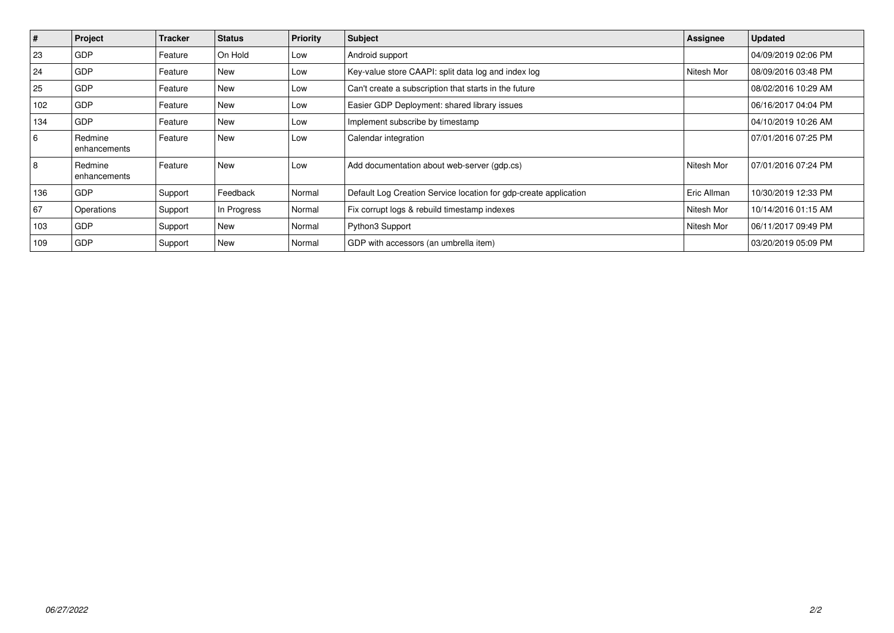| # | Project | Tracker | Status | Priority | Subject | Assignee | Updated |
|---|---|---|---|---|---|---|---|
| 23 | GDP | Feature | On Hold | Low | Android support | | 04/09/2019 02:06 PM |
| 24 | GDP | Feature | New | Low | Key-value store CAAPI: split data log and index log | Nitesh Mor | 08/09/2016 03:48 PM |
| 25 | GDP | Feature | New | Low | Can't create a subscription that starts in the future | | 08/02/2016 10:29 AM |
| 102 | GDP | Feature | New | Low | Easier GDP Deployment: shared library issues | | 06/16/2017 04:04 PM |
| 134 | GDP | Feature | New | Low | Implement subscribe by timestamp | | 04/10/2019 10:26 AM |
| 6 | Redmine enhancements | Feature | New | Low | Calendar integration | | 07/01/2016 07:25 PM |
| 8 | Redmine enhancements | Feature | New | Low | Add documentation about web-server (gdp.cs) | Nitesh Mor | 07/01/2016 07:24 PM |
| 136 | GDP | Support | Feedback | Normal | Default Log Creation Service location for gdp-create application | Eric Allman | 10/30/2019 12:33 PM |
| 67 | Operations | Support | In Progress | Normal | Fix corrupt logs & rebuild timestamp indexes | Nitesh Mor | 10/14/2016 01:15 AM |
| 103 | GDP | Support | New | Normal | Python3 Support | Nitesh Mor | 06/11/2017 09:49 PM |
| 109 | GDP | Support | New | Normal | GDP with accessors (an umbrella item) | | 03/20/2019 05:09 PM |